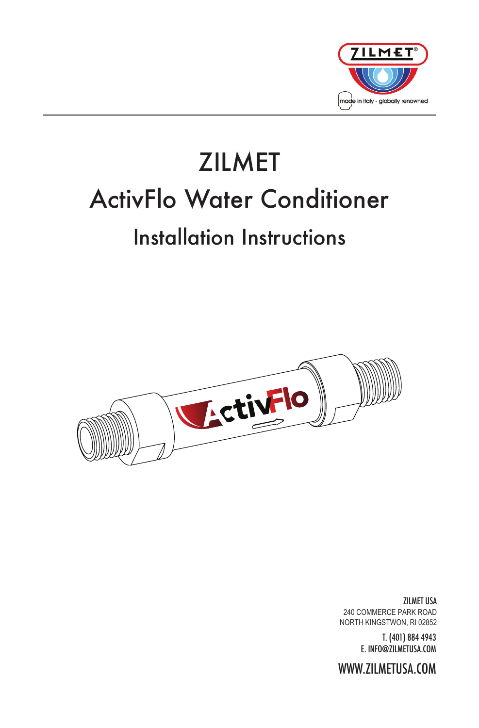# ZILMET

# ActivFlo Water Conditioner

## Installation Instructions

ZILMET USA
240 COMMERCE PARK ROAD
NORTH KINGSTWON, RI 02852

T. (401) 884 4943
E. INFO@ZILMETUSA.COM

WWW.ZILMETUSA.COM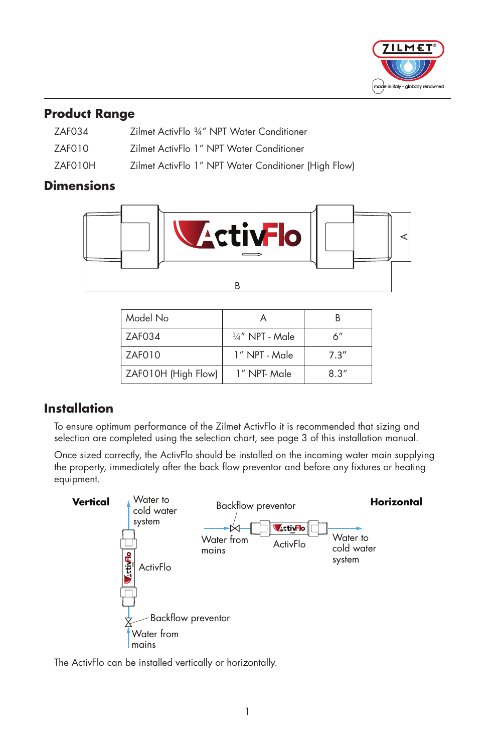## Product Range

| | |
|---|---|
| ZAF034 | Zilmet ActivFlo ¾" NPT Water Conditioner |
| ZAF010 | Zilmet ActivFlo 1" NPT Water Conditioner |
| ZAF010H | Zilmet ActivFlo 1" NPT Water Conditioner (High Flow) |

## Dimensions

| Model No | A | B |
|---|---|---|
| ZAF034 | ¾" NPT - Male | 6" |
| ZAF010 | 1" NPT - Male | 7.3" |
| ZAF010H (High Flow) | 1" NPT- Male | 8.3" |

## Installation

To ensure optimum performance of the Zilmet ActivFlo it is recommended that sizing and selection are completed using the selection chart, see page 3 of this installation manual.

Once sized correctly, the ActivFlo should be installed on the incoming water main supplying the property, immediately after the back flow preventor and before any fixtures or heating equipment.

**Vertical**: Water from mains → Backflow preventor → ActivFlo → Water to cold water system

**Horizontal**: Water from mains → Backflow preventor → ActivFlo → Water to cold water system

The ActivFlo can be installed vertically or horizontally.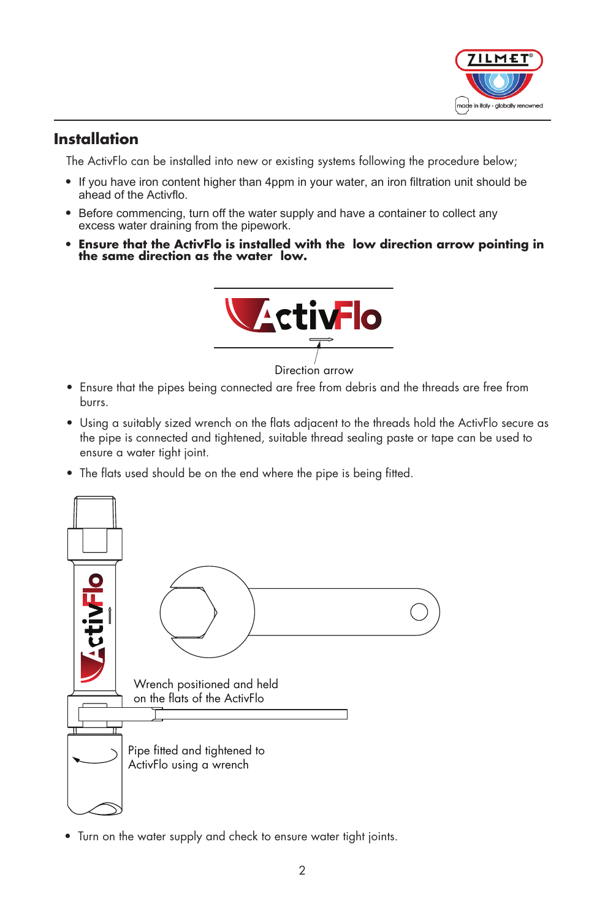## Installation

The ActivFlo can be installed into new or existing systems following the procedure below;

- If you have iron content higher than 4ppm in your water, an iron filtration unit should be ahead of the Activflo.
- Before commencing, turn off the water supply and have a container to collect any excess water draining from the pipework.
- **Ensure that the ActivFlo is installed with the low direction arrow pointing in the same direction as the water low.**

Direction arrow

- Ensure that the pipes being connected are free from debris and the threads are free from burrs.
- Using a suitably sized wrench on the flats adjacent to the threads hold the ActivFlo secure as the pipe is connected and tightened, suitable thread sealing paste or tape can be used to ensure a water tight joint.
- The flats used should be on the end where the pipe is being fitted.

Wrench positioned and held on the flats of the ActivFlo

Pipe fitted and tightened to ActivFlo using a wrench

- Turn on the water supply and check to ensure water tight joints.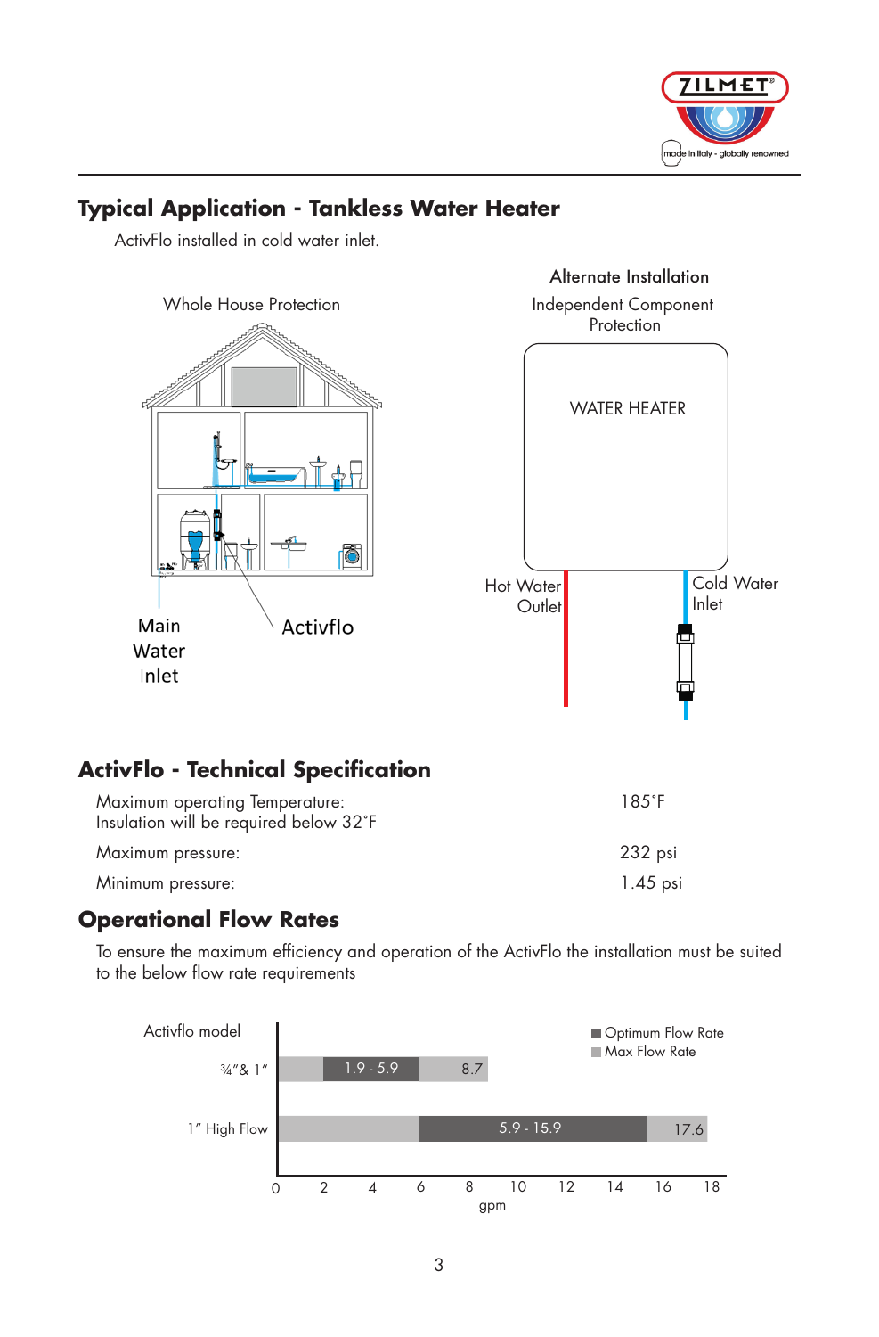## Typical Application - Tankless Water Heater

ActivFlo installed in cold water inlet.

Whole House Protection

Main Water Inlet

Activflo

Alternate Installation

Independent Component Protection

WATER HEATER

Hot Water Outlet

Cold Water Inlet

## ActivFlo - Technical Specification

| | |
|---|---|
| Maximum operating Temperature: Insulation will be required below 32˚F | 185˚F |
| Maximum pressure: | 232 psi |
| Minimum pressure: | 1.45 psi |

## Operational Flow Rates

To ensure the maximum efficiency and operation of the ActivFlo the installation must be suited to the below flow rate requirements

| Activflo model | Optimum Flow Rate (gpm) | Max Flow Rate (gpm) |
|---|---|---|
| ¾"& 1" | 1.9 - 5.9 | 8.7 |
| 1" High Flow | 5.9 - 15.9 | 17.6 |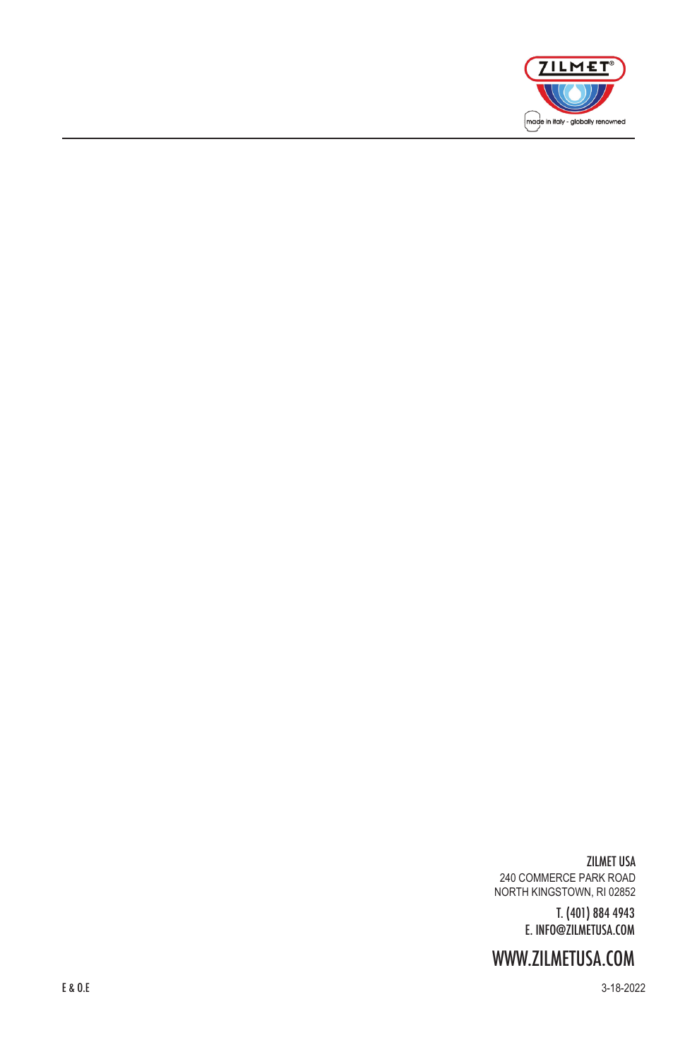made in italy - globally renowned

ZILMET USA
240 COMMERCE PARK ROAD
NORTH KINGSTOWN, RI 02852

T. (401) 884 4943
E. INFO@ZILMETUSA.COM

WWW.ZILMETUSA.COM

E & O.E

3-18-2022